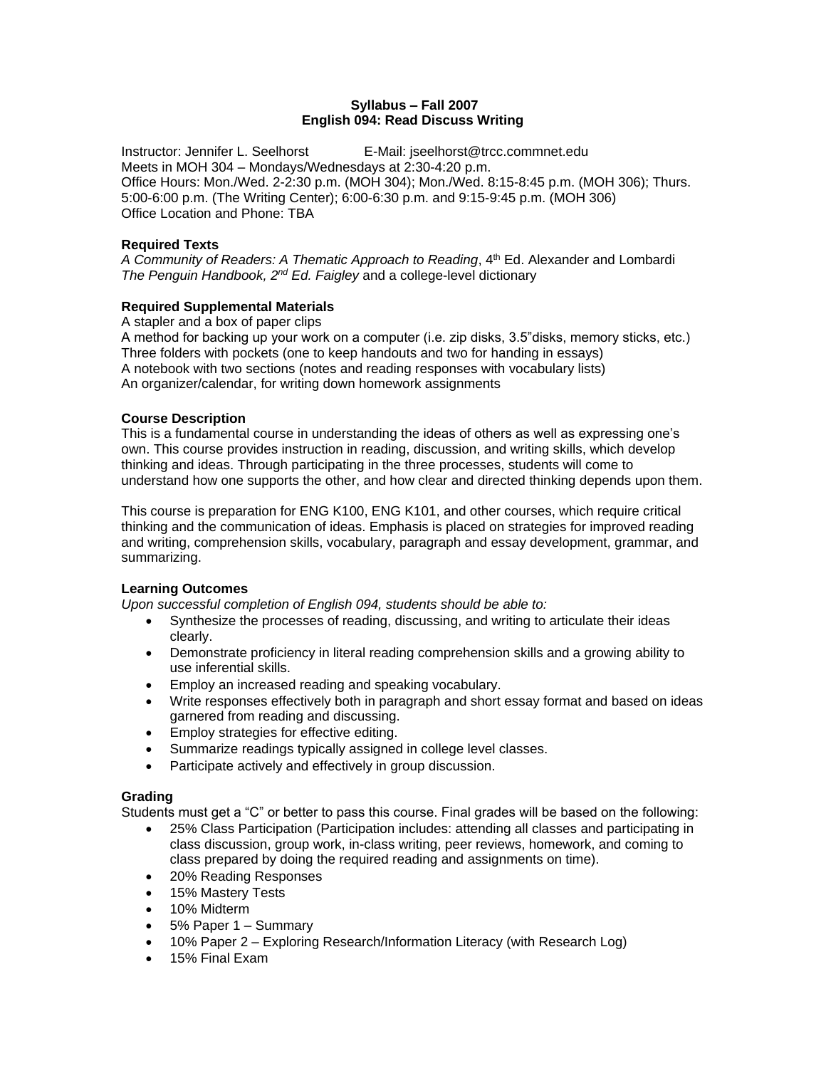**Syllabus – Fall 2007**
**English 094: Read Discuss Writing**

Instructor: Jennifer L. Seelhorst E-Mail: jseelhorst@trcc.commnet.edu
Meets in MOH 304 – Mondays/Wednesdays at 2:30-4:20 p.m.
Office Hours: Mon./Wed. 2-2:30 p.m. (MOH 304); Mon./Wed. 8:15-8:45 p.m. (MOH 306); Thurs. 5:00-6:00 p.m. (The Writing Center); 6:00-6:30 p.m. and 9:15-9:45 p.m. (MOH 306)
Office Location and Phone: TBA

**Required Texts**

*A Community of Readers: A Thematic Approach to Reading*, 4th Ed. Alexander and Lombardi
*The Penguin Handbook, 2nd Ed. Faigley* and a college-level dictionary

**Required Supplemental Materials**

A stapler and a box of paper clips
A method for backing up your work on a computer (i.e. zip disks, 3.5"disks, memory sticks, etc.)
Three folders with pockets (one to keep handouts and two for handing in essays)
A notebook with two sections (notes and reading responses with vocabulary lists)
An organizer/calendar, for writing down homework assignments

**Course Description**

This is a fundamental course in understanding the ideas of others as well as expressing one's own. This course provides instruction in reading, discussion, and writing skills, which develop thinking and ideas. Through participating in the three processes, students will come to understand how one supports the other, and how clear and directed thinking depends upon them.

This course is preparation for ENG K100, ENG K101, and other courses, which require critical thinking and the communication of ideas. Emphasis is placed on strategies for improved reading and writing, comprehension skills, vocabulary, paragraph and essay development, grammar, and summarizing.

**Learning Outcomes**

*Upon successful completion of English 094, students should be able to:*

- Synthesize the processes of reading, discussing, and writing to articulate their ideas clearly.
- Demonstrate proficiency in literal reading comprehension skills and a growing ability to use inferential skills.
- Employ an increased reading and speaking vocabulary.
- Write responses effectively both in paragraph and short essay format and based on ideas garnered from reading and discussing.
- Employ strategies for effective editing.
- Summarize readings typically assigned in college level classes.
- Participate actively and effectively in group discussion.

**Grading**

Students must get a "C" or better to pass this course. Final grades will be based on the following:

- 25% Class Participation (Participation includes: attending all classes and participating in class discussion, group work, in-class writing, peer reviews, homework, and coming to class prepared by doing the required reading and assignments on time).
- 20% Reading Responses
- 15% Mastery Tests
- 10% Midterm
- 5% Paper 1 – Summary
- 10% Paper 2 – Exploring Research/Information Literacy (with Research Log)
- 15% Final Exam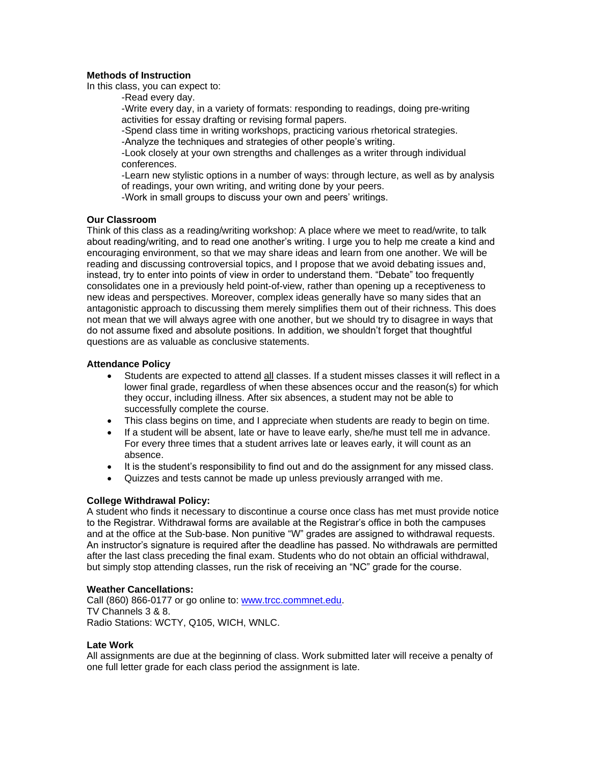**Methods of Instruction**

In this class, you can expect to:

-Read every day.

-Write every day, in a variety of formats: responding to readings, doing pre-writing activities for essay drafting or revising formal papers.

-Spend class time in writing workshops, practicing various rhetorical strategies.

-Analyze the techniques and strategies of other people's writing.

-Look closely at your own strengths and challenges as a writer through individual conferences.

-Learn new stylistic options in a number of ways: through lecture, as well as by analysis of readings, your own writing, and writing done by your peers.

-Work in small groups to discuss your own and peers' writings.

**Our Classroom**

Think of this class as a reading/writing workshop: A place where we meet to read/write, to talk about reading/writing, and to read one another's writing. I urge you to help me create a kind and encouraging environment, so that we may share ideas and learn from one another. We will be reading and discussing controversial topics, and I propose that we avoid debating issues and, instead, try to enter into points of view in order to understand them. "Debate" too frequently consolidates one in a previously held point-of-view, rather than opening up a receptiveness to new ideas and perspectives. Moreover, complex ideas generally have so many sides that an antagonistic approach to discussing them merely simplifies them out of their richness. This does not mean that we will always agree with one another, but we should try to disagree in ways that do not assume fixed and absolute positions. In addition, we shouldn't forget that thoughtful questions are as valuable as conclusive statements.

**Attendance Policy**

- Students are expected to attend <u>all</u> classes. If a student misses classes it will reflect in a lower final grade, regardless of when these absences occur and the reason(s) for which they occur, including illness. After six absences, a student may not be able to successfully complete the course.
- This class begins on time, and I appreciate when students are ready to begin on time.
- If a student will be absent, late or have to leave early, she/he must tell me in advance. For every three times that a student arrives late or leaves early, it will count as an absence.
- It is the student's responsibility to find out and do the assignment for any missed class.
- Quizzes and tests cannot be made up unless previously arranged with me.

**College Withdrawal Policy:**

A student who finds it necessary to discontinue a course once class has met must provide notice to the Registrar. Withdrawal forms are available at the Registrar's office in both the campuses and at the office at the Sub-base. Non punitive "W" grades are assigned to withdrawal requests. An instructor's signature is required after the deadline has passed. No withdrawals are permitted after the last class preceding the final exam. Students who do not obtain an official withdrawal, but simply stop attending classes, run the risk of receiving an "NC" grade for the course.

**Weather Cancellations:**

Call (860) 866-0177 or go online to: www.trcc.commnet.edu.
TV Channels 3 & 8.
Radio Stations: WCTY, Q105, WICH, WNLC.

**Late Work**

All assignments are due at the beginning of class. Work submitted later will receive a penalty of one full letter grade for each class period the assignment is late.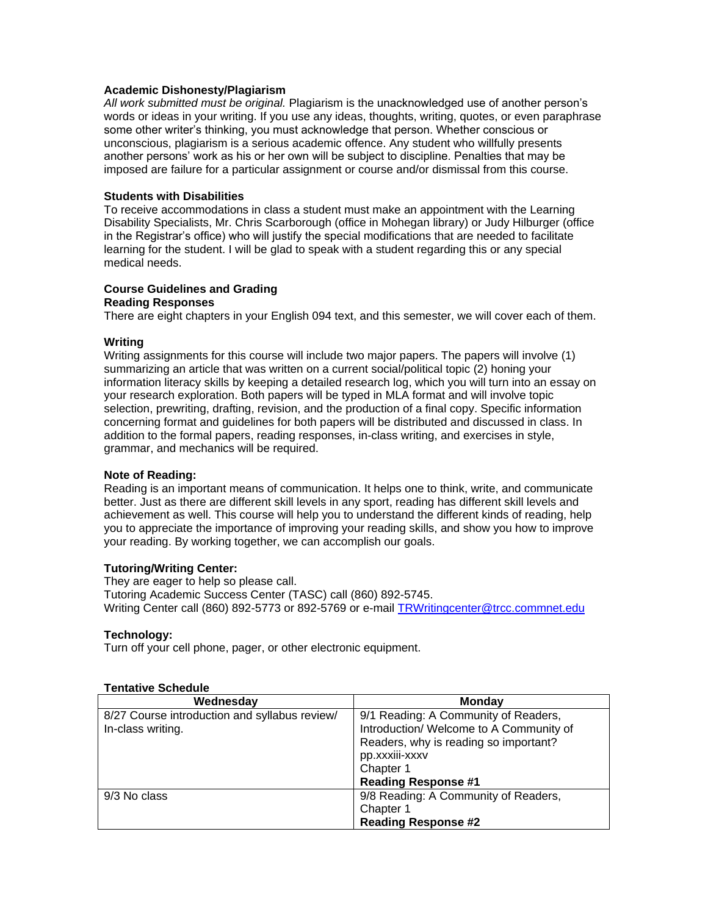### Academic Dishonesty/Plagiarism

*All work submitted must be original.* Plagiarism is the unacknowledged use of another person's words or ideas in your writing. If you use any ideas, thoughts, writing, quotes, or even paraphrase some other writer's thinking, you must acknowledge that person. Whether conscious or unconscious, plagiarism is a serious academic offence. Any student who willfully presents another persons' work as his or her own will be subject to discipline. Penalties that may be imposed are failure for a particular assignment or course and/or dismissal from this course.

### Students with Disabilities

To receive accommodations in class a student must make an appointment with the Learning Disability Specialists, Mr. Chris Scarborough (office in Mohegan library) or Judy Hilburger (office in the Registrar's office) who will justify the special modifications that are needed to facilitate learning for the student. I will be glad to speak with a student regarding this or any special medical needs.

### Course Guidelines and Grading

#### Reading Responses

There are eight chapters in your English 094 text, and this semester, we will cover each of them.

#### Writing

Writing assignments for this course will include two major papers. The papers will involve (1) summarizing an article that was written on a current social/political topic (2) honing your information literacy skills by keeping a detailed research log, which you will turn into an essay on your research exploration. Both papers will be typed in MLA format and will involve topic selection, prewriting, drafting, revision, and the production of a final copy. Specific information concerning format and guidelines for both papers will be distributed and discussed in class. In addition to the formal papers, reading responses, in-class writing, and exercises in style, grammar, and mechanics will be required.

#### Note of Reading:

Reading is an important means of communication. It helps one to think, write, and communicate better. Just as there are different skill levels in any sport, reading has different skill levels and achievement as well. This course will help you to understand the different kinds of reading, help you to appreciate the importance of improving your reading skills, and show you how to improve your reading. By working together, we can accomplish our goals.

#### Tutoring/Writing Center:

They are eager to help so please call.
Tutoring Academic Success Center (TASC) call (860) 892-5745.
Writing Center call (860) 892-5773 or 892-5769 or e-mail [TRWritingcenter@trcc.commnet.edu](mailto:TRWritingcenter@trcc.commnet.edu)

#### Technology:

Turn off your cell phone, pager, or other electronic equipment.

#### Tentative Schedule

| Wednesday | Monday |
|---|---|
| 8/27 Course introduction and syllabus review/ In-class writing. | 9/1 Reading: A Community of Readers, Introduction/ Welcome to A Community of Readers, why is reading so important? pp.xxxiii-xxxv Chapter 1 **Reading Response #1** |
| 9/3 No class | 9/8 Reading: A Community of Readers, Chapter 1 **Reading Response #2** |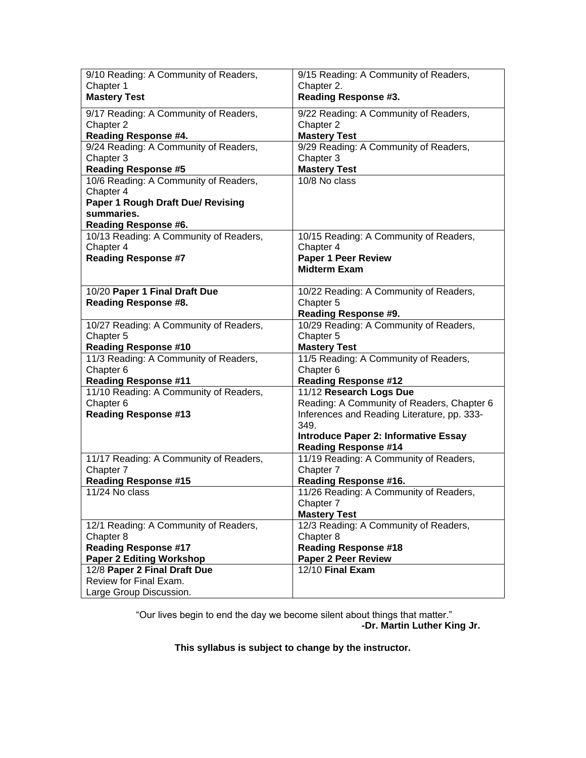| | |
|---|---|
| 9/10 Reading: A Community of Readers, Chapter 1 **Mastery Test** | 9/15 Reading: A Community of Readers, Chapter 2. **Reading Response #3.** |
| 9/17 Reading: A Community of Readers, Chapter 2 **Reading Response #4.** | 9/22 Reading: A Community of Readers, Chapter 2 **Mastery Test** |
| 9/24 Reading: A Community of Readers, Chapter 3 **Reading Response #5** | 9/29 Reading: A Community of Readers, Chapter 3 **Mastery Test** |
| 10/6 Reading: A Community of Readers, Chapter 4 **Paper 1 Rough Draft Due/ Revising summaries.** **Reading Response #6.** | 10/8 No class |
| 10/13 Reading: A Community of Readers, Chapter 4 **Reading Response #7** | 10/15 Reading: A Community of Readers, Chapter 4 **Paper 1 Peer Review** **Midterm Exam** |
| 10/20 **Paper 1 Final Draft Due** **Reading Response #8.** | 10/22 Reading: A Community of Readers, Chapter 5 **Reading Response #9.** |
| 10/27 Reading: A Community of Readers, Chapter 5 **Reading Response #10** | 10/29 Reading: A Community of Readers, Chapter 5 **Mastery Test** |
| 11/3 Reading: A Community of Readers, Chapter 6 **Reading Response #11** | 11/5 Reading: A Community of Readers, Chapter 6 **Reading Response #12** |
| 11/10 Reading: A Community of Readers, Chapter 6 **Reading Response #13** | 11/12 **Research Logs Due** Reading: A Community of Readers, Chapter 6 Inferences and Reading Literature, pp. 333-349. **Introduce Paper 2: Informative Essay** **Reading Response #14** |
| 11/17 Reading: A Community of Readers, Chapter 7 **Reading Response #15** | 11/19 Reading: A Community of Readers, Chapter 7 **Reading Response #16.** |
| 11/24 No class | 11/26 Reading: A Community of Readers, Chapter 7 **Mastery Test** |
| 12/1 Reading: A Community of Readers, Chapter 8 **Reading Response #17** **Paper 2 Editing Workshop** | 12/3 Reading: A Community of Readers, Chapter 8 **Reading Response #18** **Paper 2 Peer Review** |
| 12/8 **Paper 2 Final Draft Due** Review for Final Exam. Large Group Discussion. | 12/10 **Final Exam** |

"Our lives begin to end the day we become silent about things that matter."
**-Dr. Martin Luther King Jr.**

**This syllabus is subject to change by the instructor.**